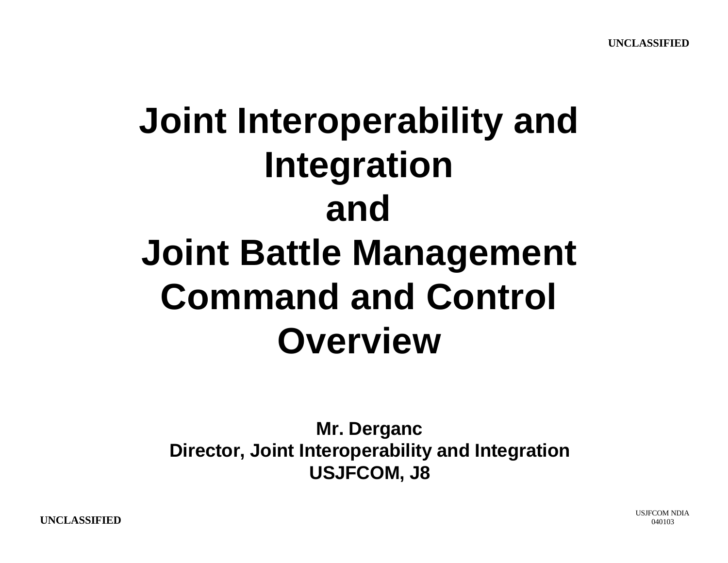UNCLASSIFIED

# Joint Interoperability and Integration and Joint Battle Management Command and Control Overview

**Mr. Derganc**
**Director, Joint Interoperability and Integration**
**USJFCOM, J8**

UNCLASSIFIED

USJFCOM NDIA 040103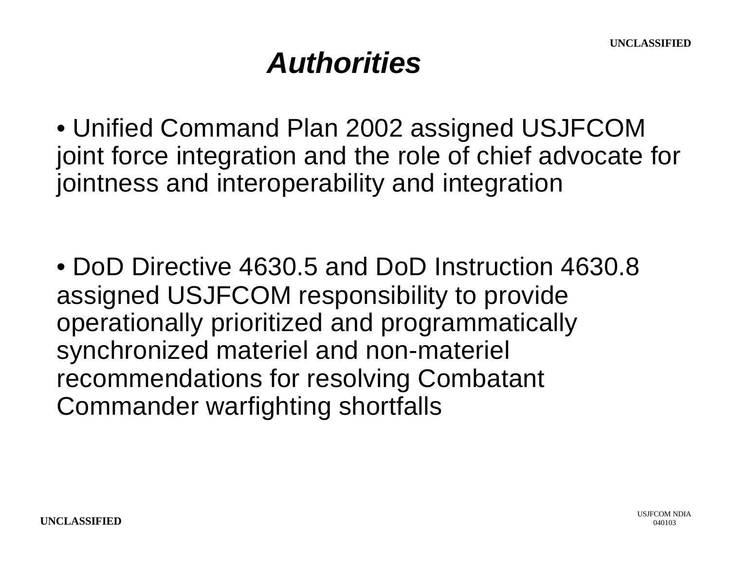# *Authorities*

- Unified Command Plan 2002 assigned USJFCOM joint force integration and the role of chief advocate for jointness and interoperability and integration

- DoD Directive 4630.5 and DoD Instruction 4630.8 assigned USJFCOM responsibility to provide operationally prioritized and programmatically synchronized materiel and non-materiel recommendations for resolving Combatant Commander warfighting shortfalls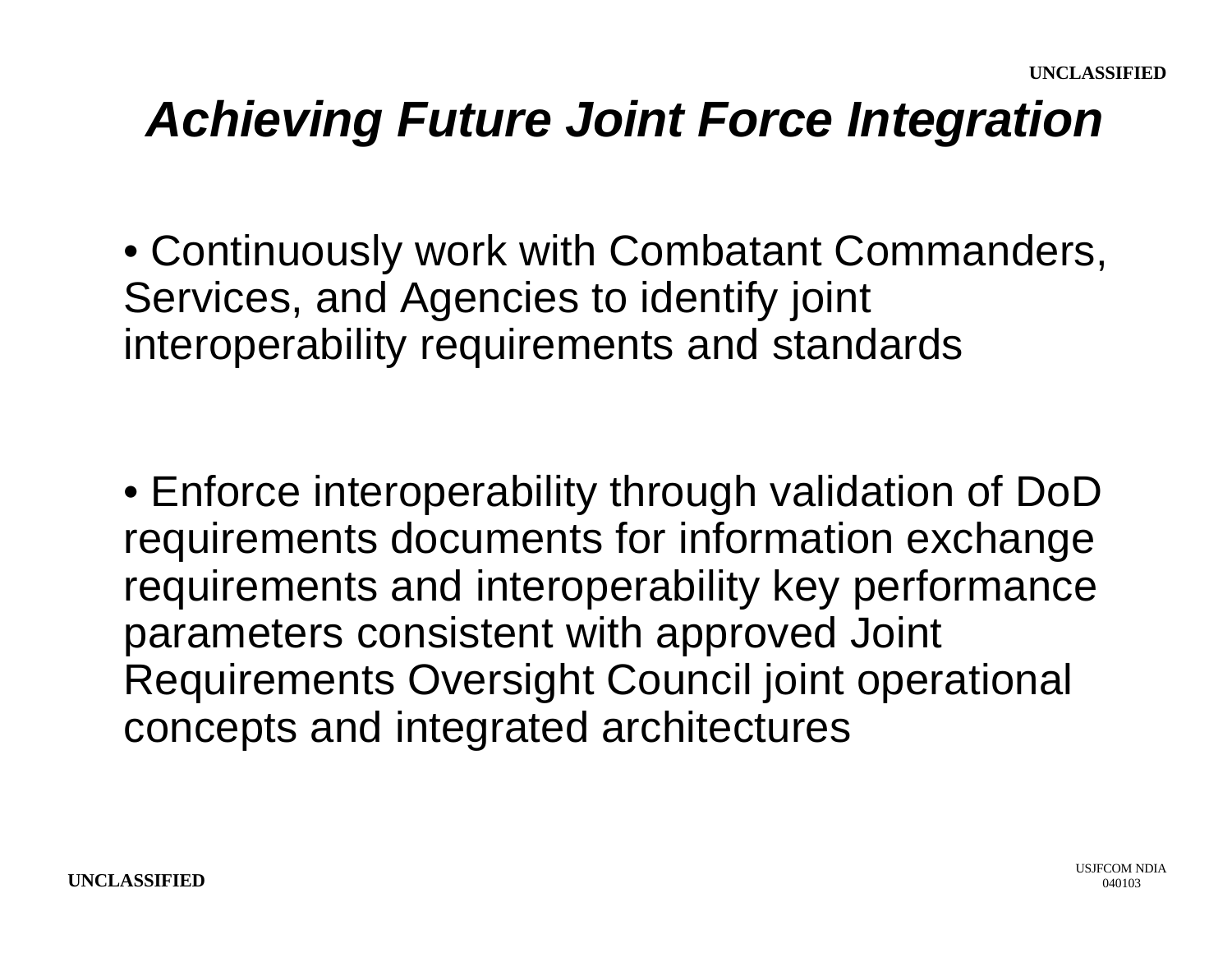# *Achieving Future Joint Force Integration*

- Continuously work with Combatant Commanders, Services, and Agencies to identify joint interoperability requirements and standards

- Enforce interoperability through validation of DoD requirements documents for information exchange requirements and interoperability key performance parameters consistent with approved Joint Requirements Oversight Council joint operational concepts and integrated architectures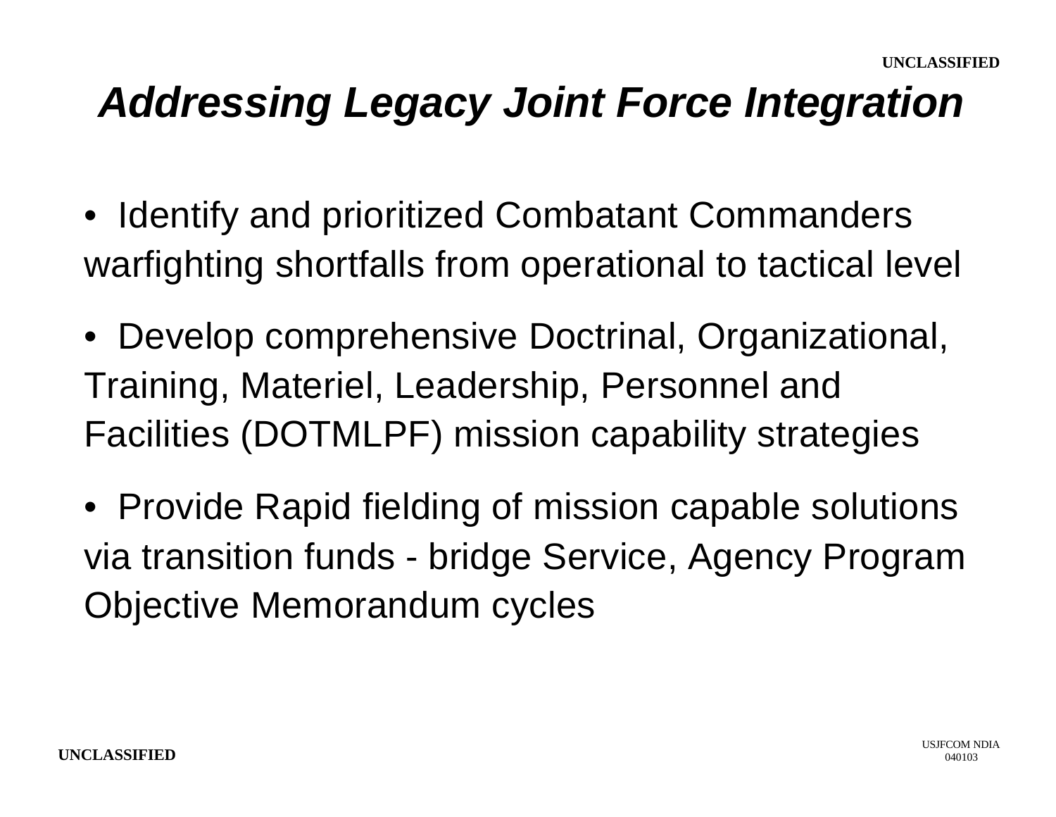# *Addressing Legacy Joint Force Integration*

- Identify and prioritized Combatant Commanders warfighting shortfalls from operational to tactical level
- Develop comprehensive Doctrinal, Organizational, Training, Materiel, Leadership, Personnel and Facilities (DOTMLPF) mission capability strategies
- Provide Rapid fielding of mission capable solutions via transition funds - bridge Service, Agency Program Objective Memorandum cycles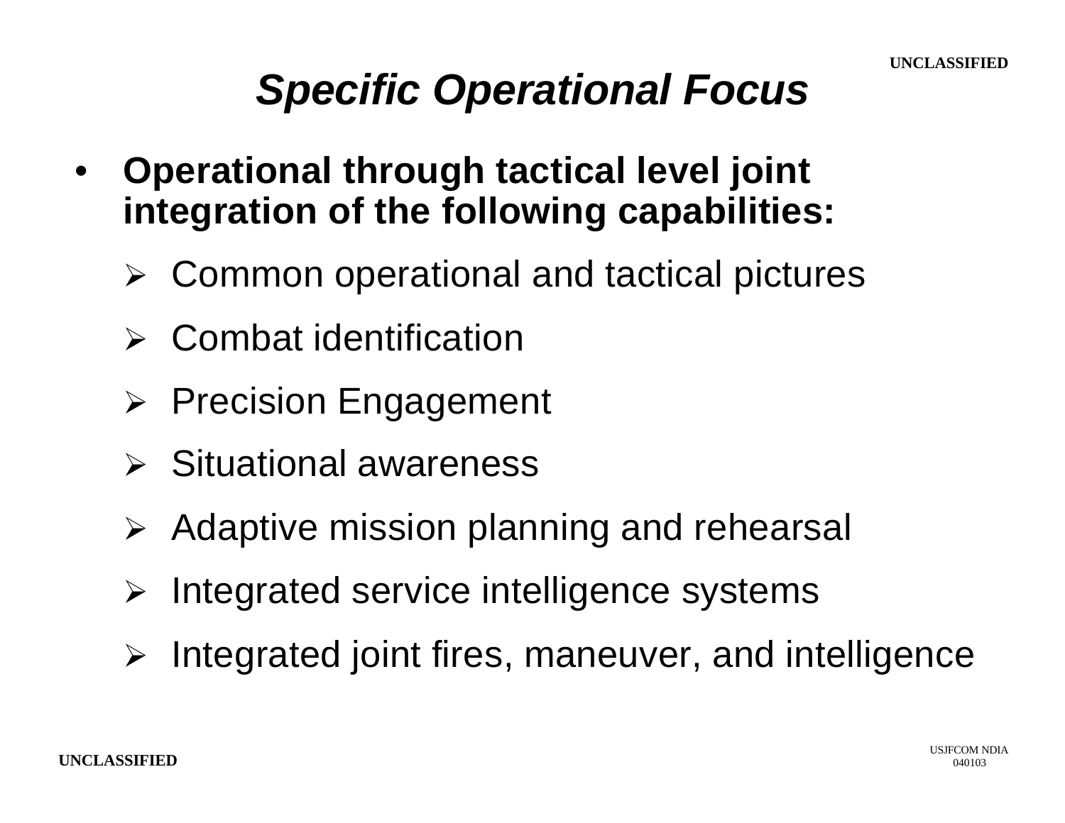# *Specific Operational Focus*

- **Operational through tactical level joint integration of the following capabilities:**
  - Common operational and tactical pictures
  - Combat identification
  - Precision Engagement
  - Situational awareness
  - Adaptive mission planning and rehearsal
  - Integrated service intelligence systems
  - Integrated joint fires, maneuver, and intelligence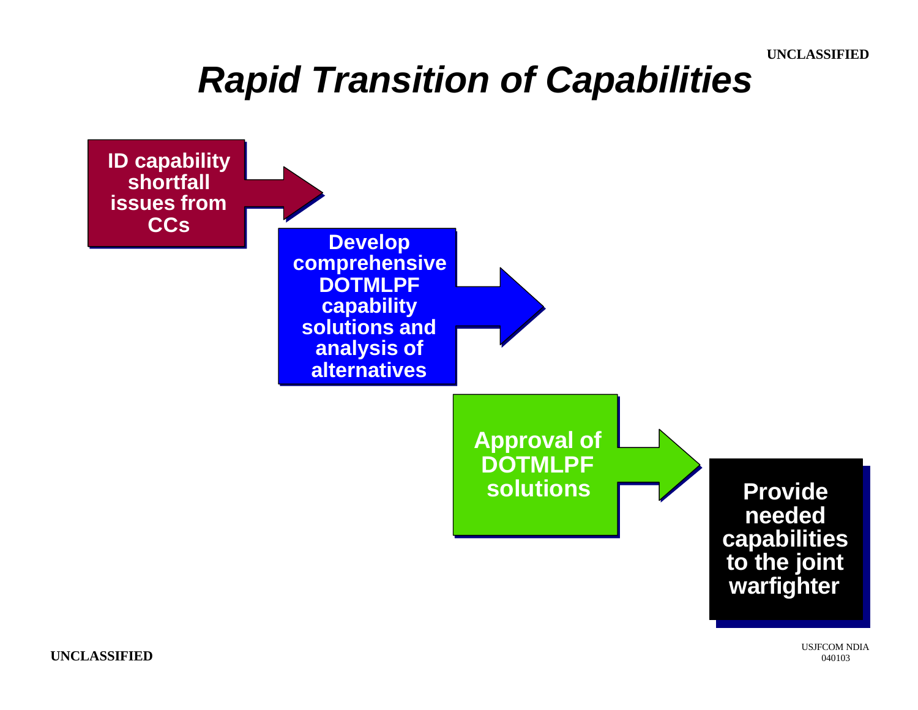# *Rapid Transition of Capabilities*

**ID capability shortfall issues from CCs**

**Develop comprehensive DOTMLPF capability solutions and analysis of alternatives**

**Approval of DOTMLPF solutions**

**Provide needed capabilities to the joint warfighter**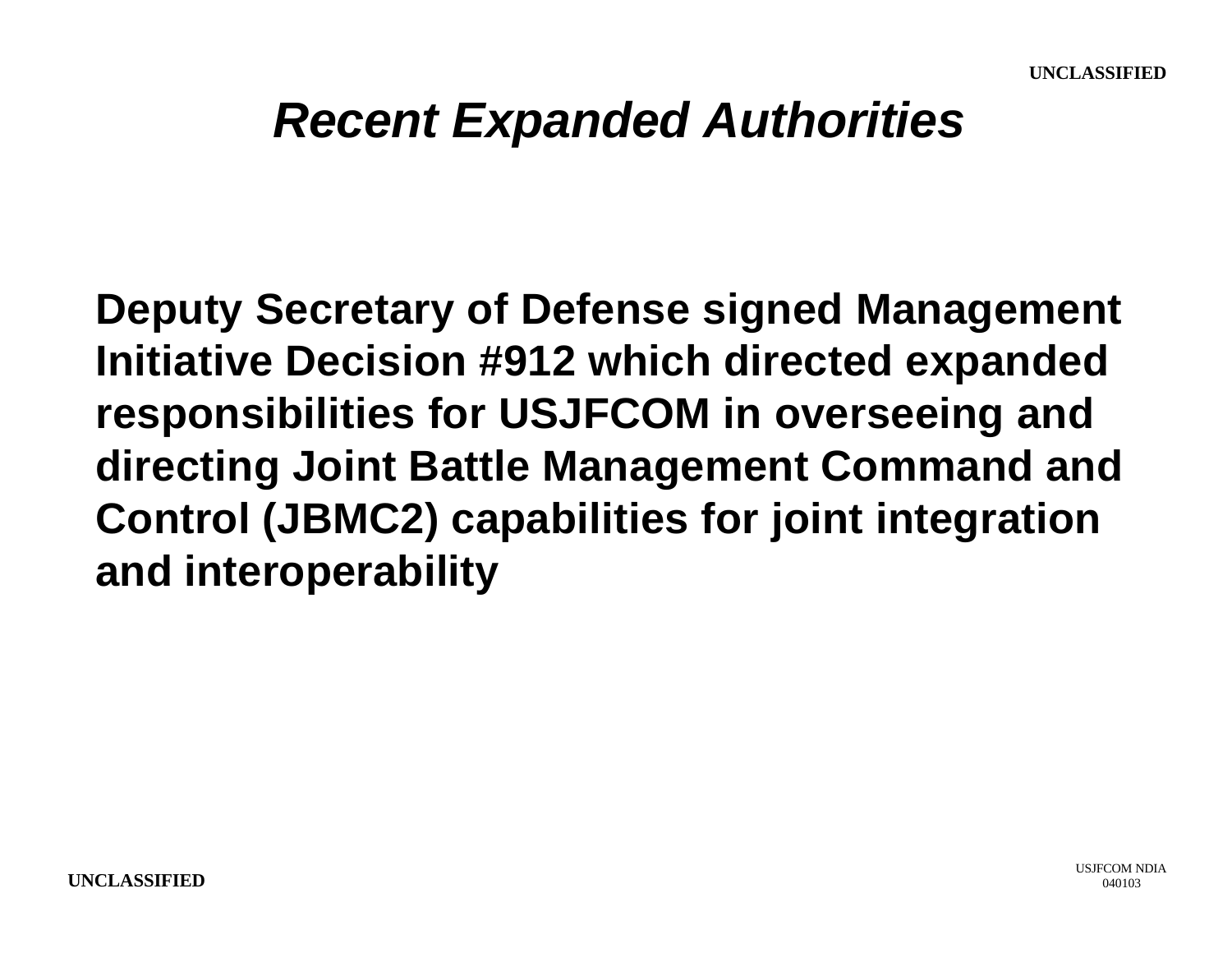# *Recent Expanded Authorities*

**Deputy Secretary of Defense signed Management Initiative Decision #912 which directed expanded responsibilities for USJFCOM in overseeing and directing Joint Battle Management Command and Control (JBMC2) capabilities for joint integration and interoperability**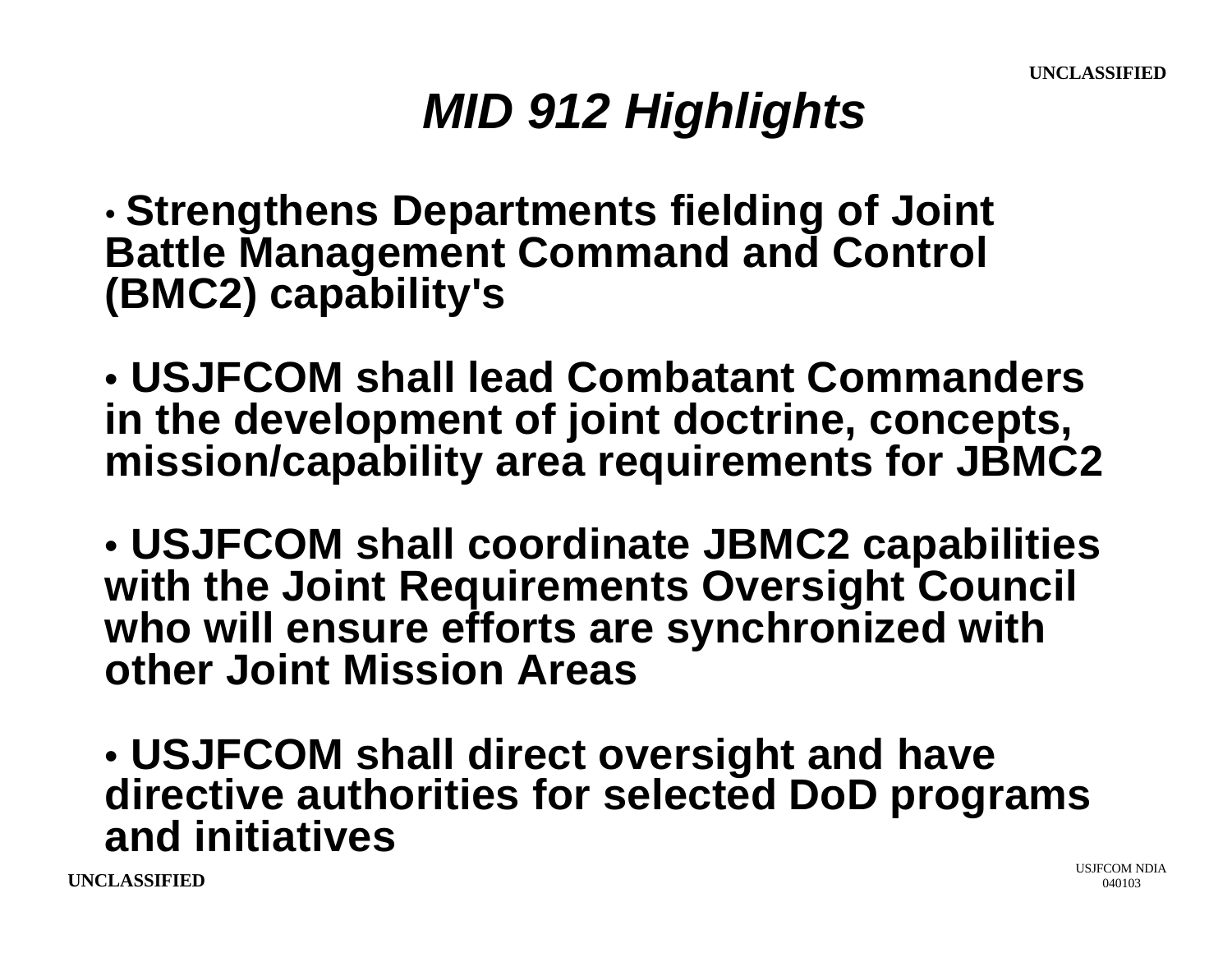# *MID 912 Highlights*

- **Strengthens Departments fielding of Joint Battle Management Command and Control (BMC2) capability's**

- **USJFCOM shall lead Combatant Commanders in the development of joint doctrine, concepts, mission/capability area requirements for JBMC2**

- **USJFCOM shall coordinate JBMC2 capabilities with the Joint Requirements Oversight Council who will ensure efforts are synchronized with other Joint Mission Areas**

- **USJFCOM shall direct oversight and have directive authorities for selected DoD programs and initiatives**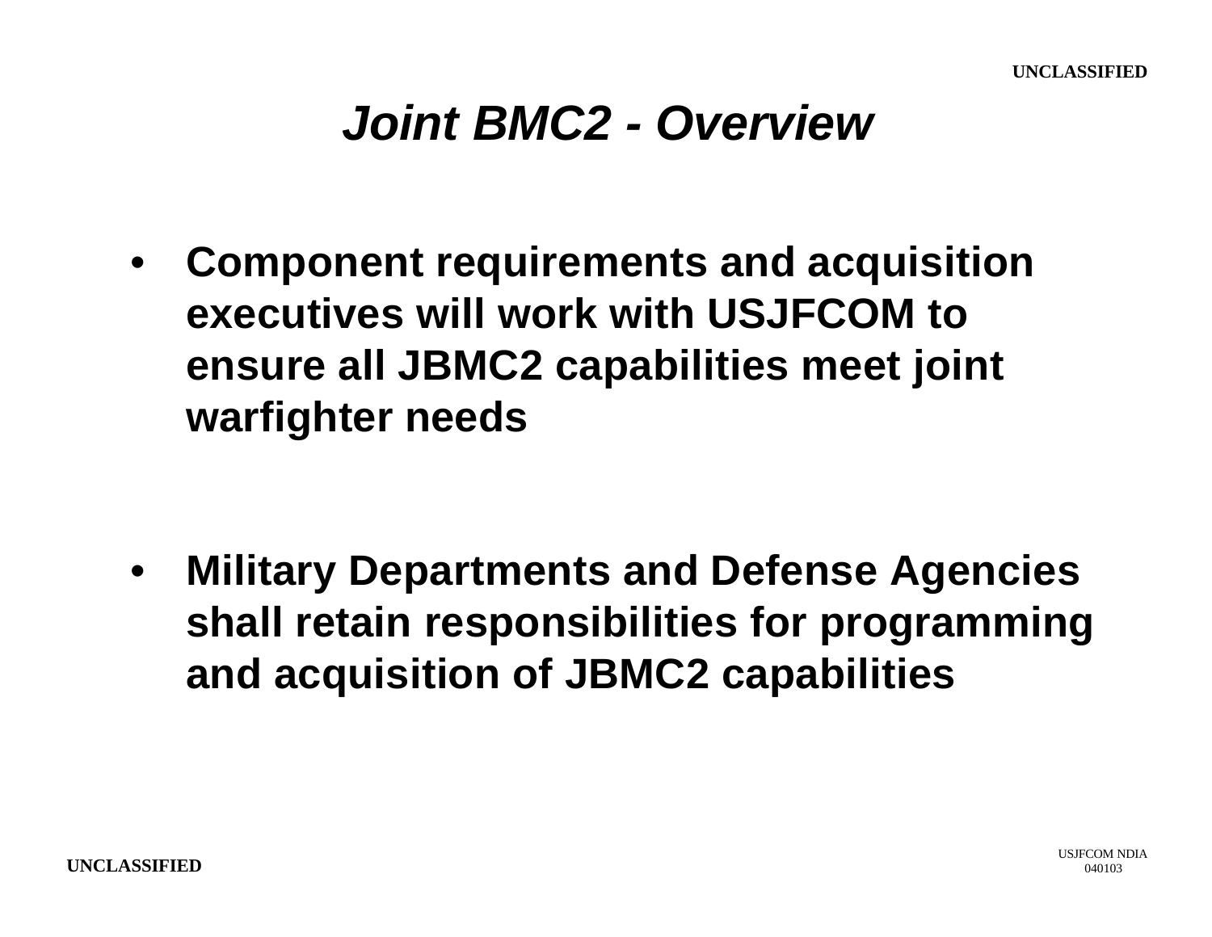# *Joint BMC2 - Overview*

- **Component requirements and acquisition executives will work with USJFCOM to ensure all JBMC2 capabilities meet joint warfighter needs**

- **Military Departments and Defense Agencies shall retain responsibilities for programming and acquisition of JBMC2 capabilities**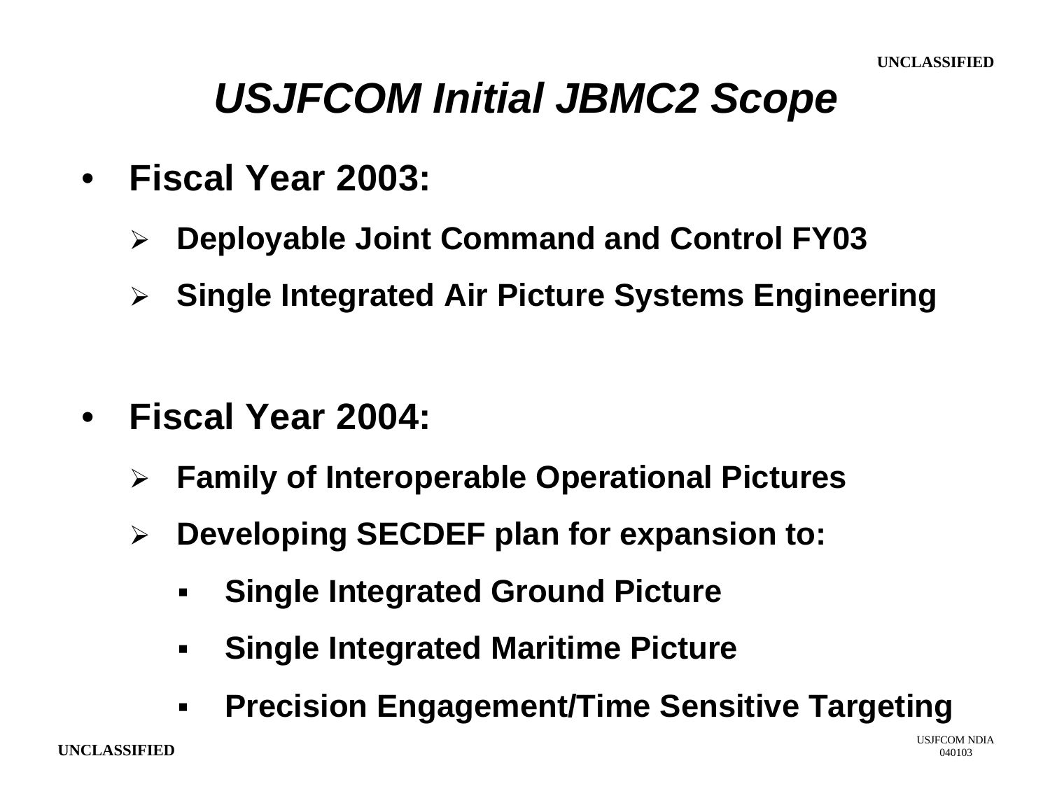# *USJFCOM Initial JBMC2 Scope*

- **Fiscal Year 2003:**
  - **Deployable Joint Command and Control FY03**
  - **Single Integrated Air Picture Systems Engineering**

- **Fiscal Year 2004:**
  - **Family of Interoperable Operational Pictures**
  - **Developing SECDEF plan for expansion to:**
    - **Single Integrated Ground Picture**
    - **Single Integrated Maritime Picture**
    - **Precision Engagement/Time Sensitive Targeting**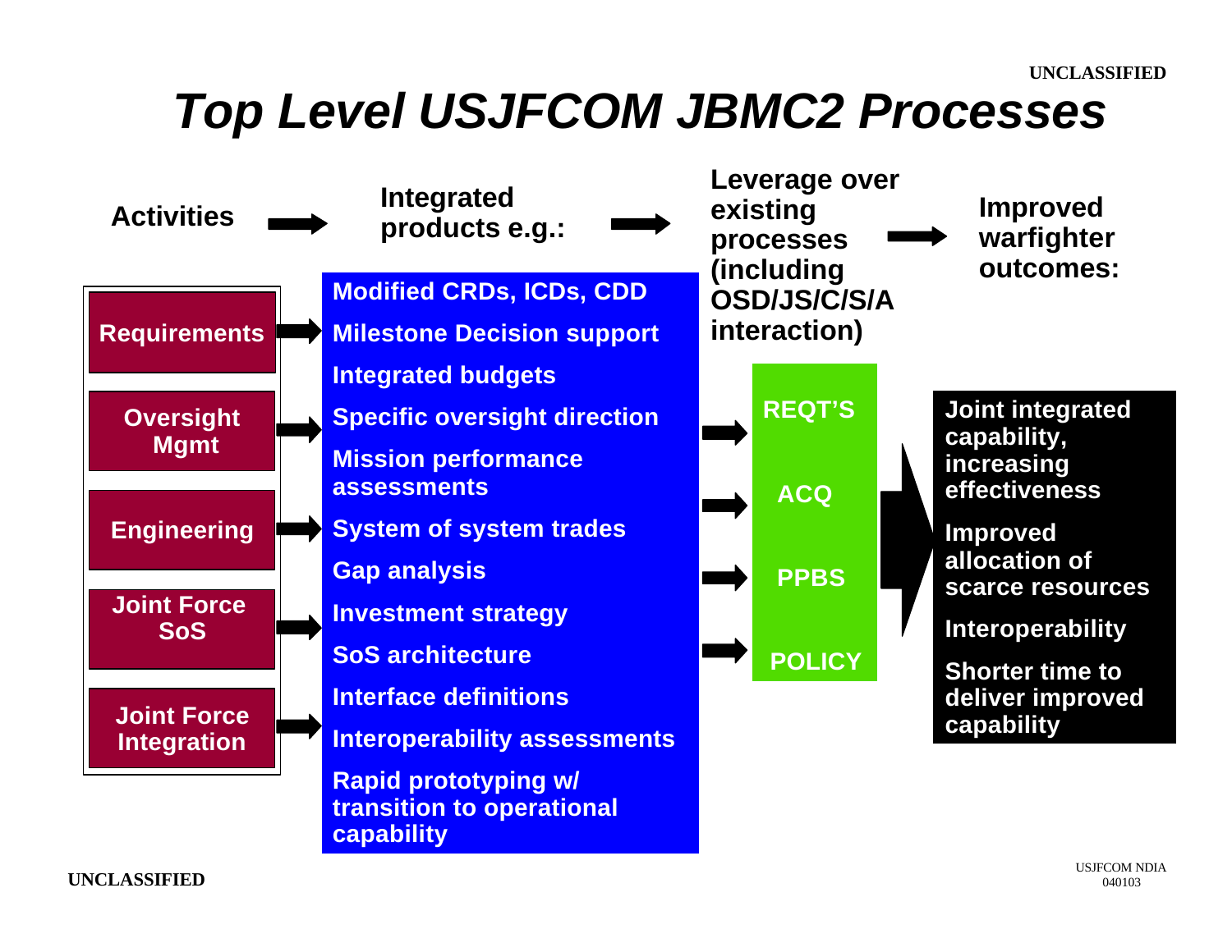# Top Level USJFCOM JBMC2 Processes

**Activities** → **Integrated products e.g.:** → **Leverage over existing processes (including OSD/JS/C/S/A interaction)** → **Improved warfighter outcomes:**

**Activities:**

- Requirements
- Oversight Mgmt
- Engineering
- Joint Force SoS
- Joint Force Integration

**Integrated products e.g.:**

- Modified CRDs, ICDs, CDD
- Milestone Decision support
- Integrated budgets
- Specific oversight direction
- Mission performance assessments
- System of system trades
- Gap analysis
- Investment strategy
- SoS architecture
- Interface definitions
- Interoperability assessments
- Rapid prototyping w/ transition to operational capability

**Leverage over existing processes (including OSD/JS/C/S/A interaction):**

- REQT'S
- ACQ
- PPBS
- POLICY

**Improved warfighter outcomes:**

- Joint integrated capability, increasing effectiveness
- Improved allocation of scarce resources
- Interoperability
- Shorter time to deliver improved capability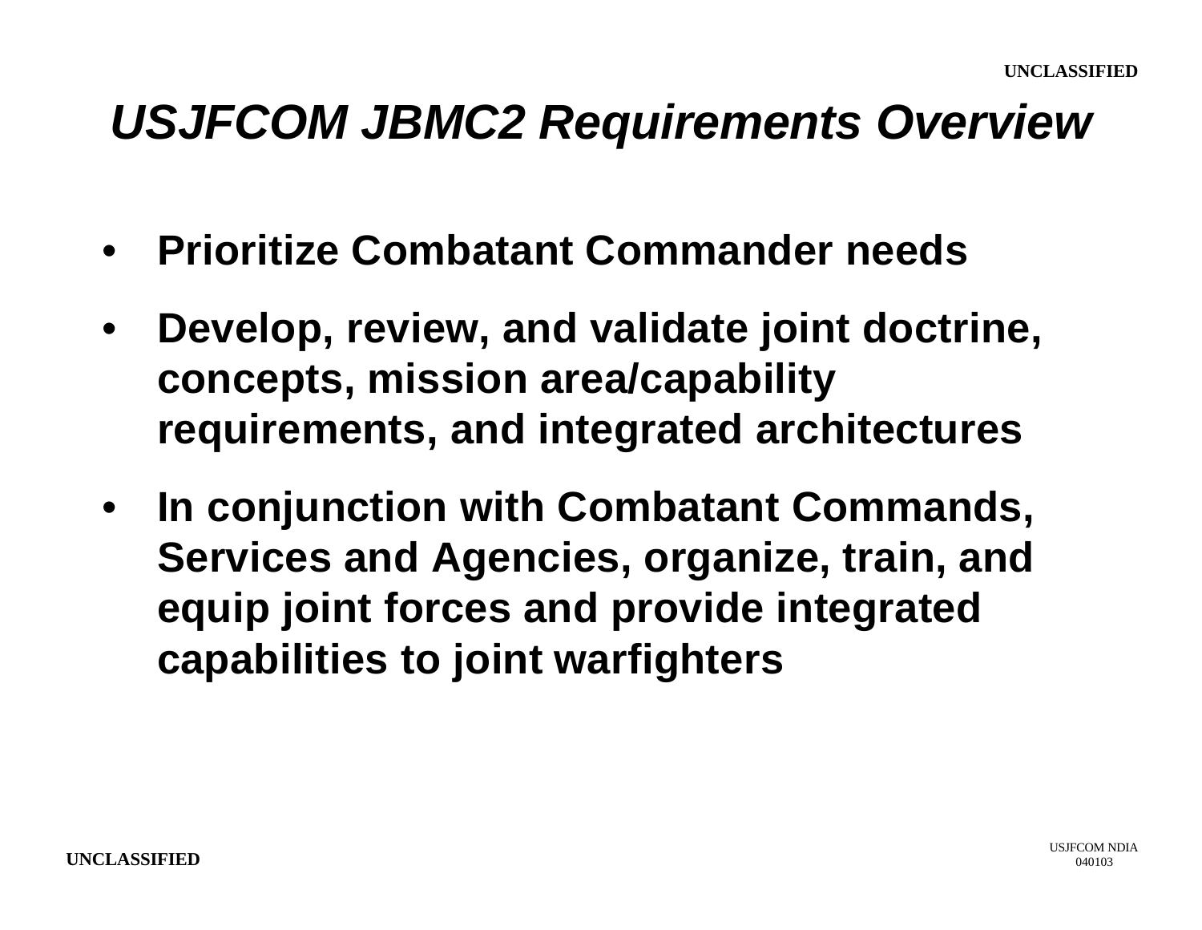# *USJFCOM JBMC2 Requirements Overview*

- **Prioritize Combatant Commander needs**
- **Develop, review, and validate joint doctrine, concepts, mission area/capability requirements, and integrated architectures**
- **In conjunction with Combatant Commands, Services and Agencies, organize, train, and equip joint forces and provide integrated capabilities to joint warfighters**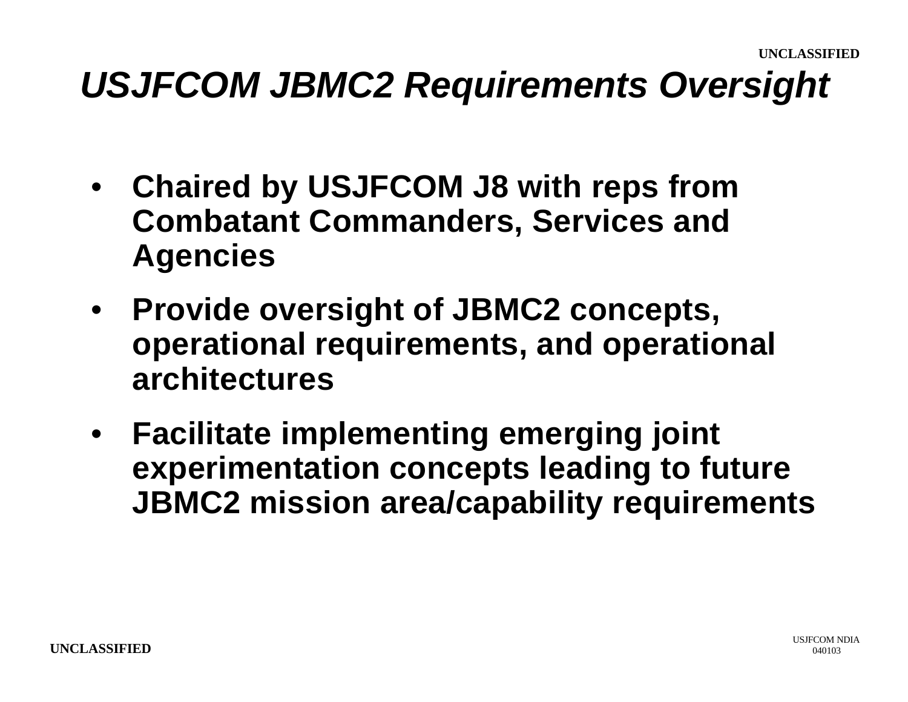# *USJFCOM JBMC2 Requirements Oversight*

- **Chaired by USJFCOM J8 with reps from Combatant Commanders, Services and Agencies**
- **Provide oversight of JBMC2 concepts, operational requirements, and operational architectures**
- **Facilitate implementing emerging joint experimentation concepts leading to future JBMC2 mission area/capability requirements**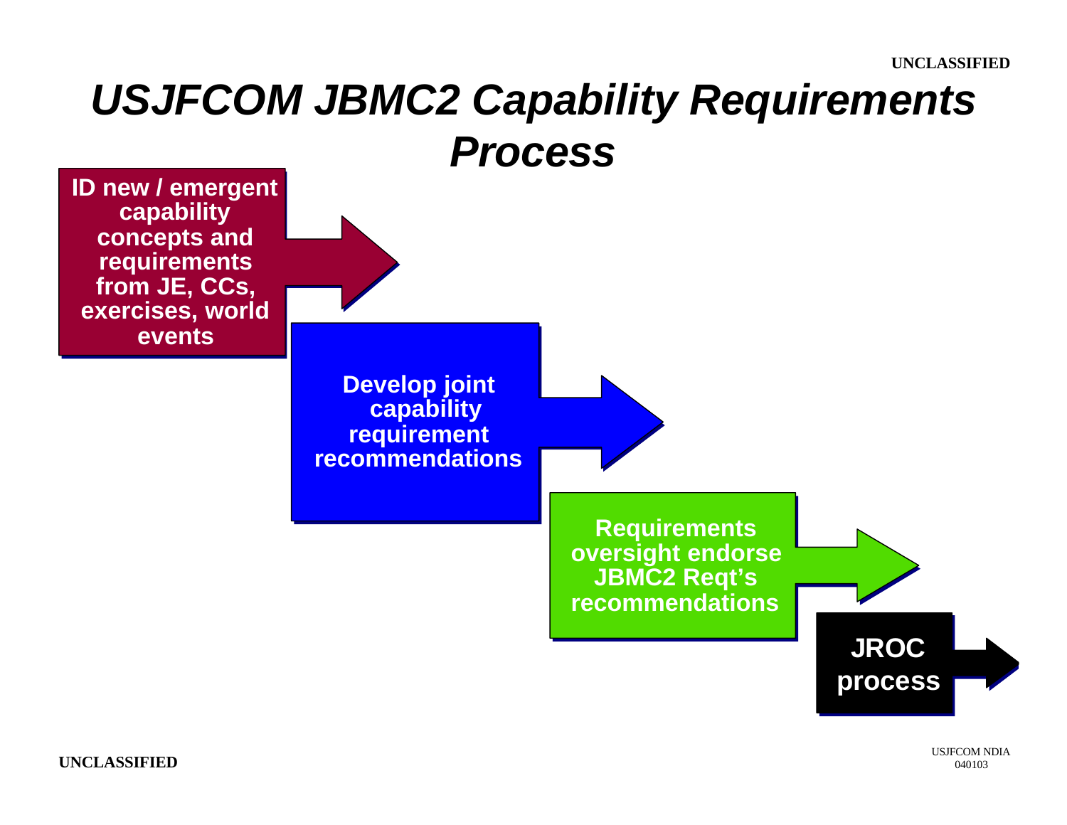# USJFCOM JBMC2 Capability Requirements Process

1. ID new / emergent capability concepts and requirements from JE, CCs, exercises, world events
2. Develop joint capability requirement recommendations
3. Requirements oversight endorse JBMC2 Reqt's recommendations
4. JROC process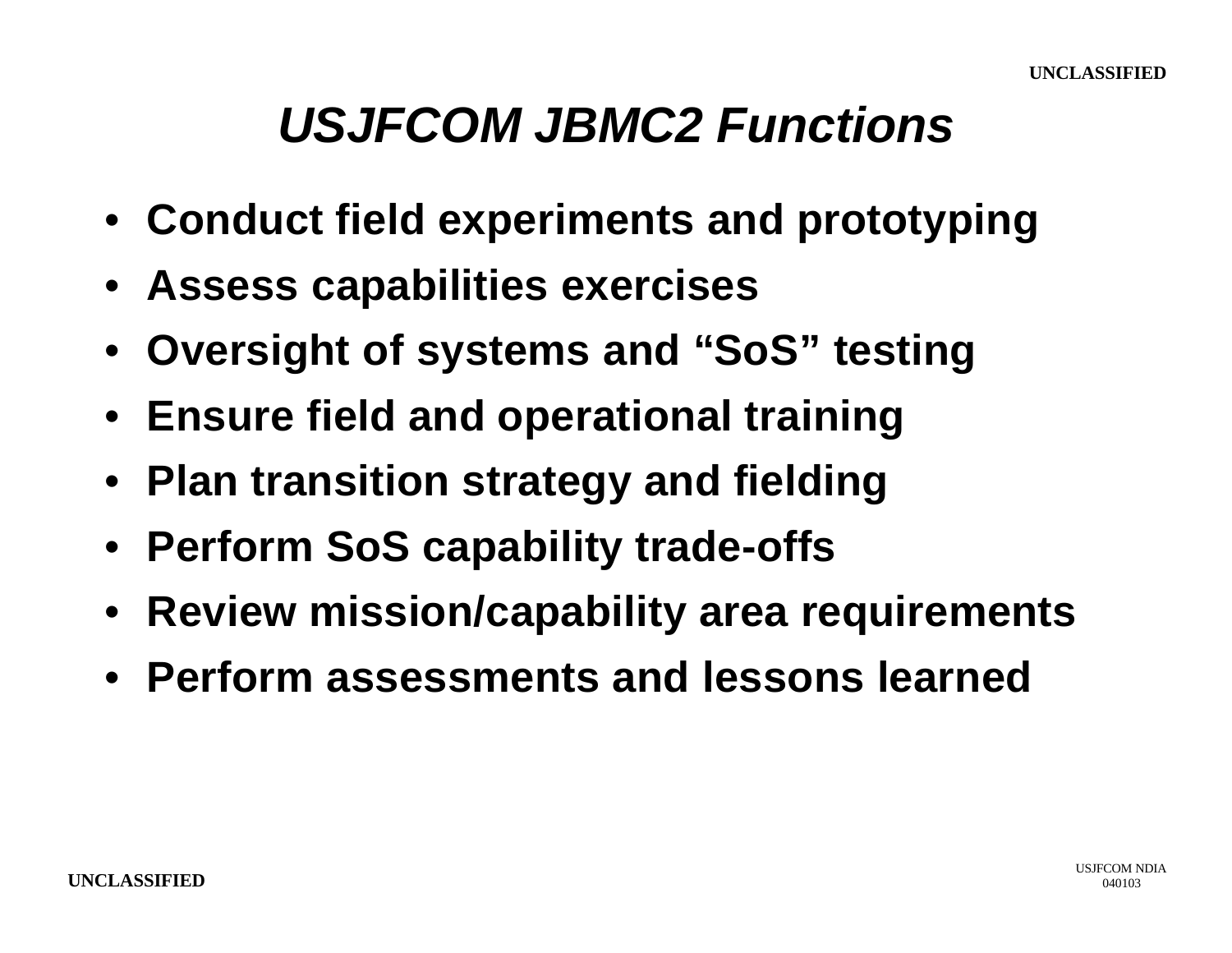# *USJFCOM JBMC2 Functions*

- **Conduct field experiments and prototyping**
- **Assess capabilities exercises**
- **Oversight of systems and “SoS” testing**
- **Ensure field and operational training**
- **Plan transition strategy and fielding**
- **Perform SoS capability trade-offs**
- **Review mission/capability area requirements**
- **Perform assessments and lessons learned**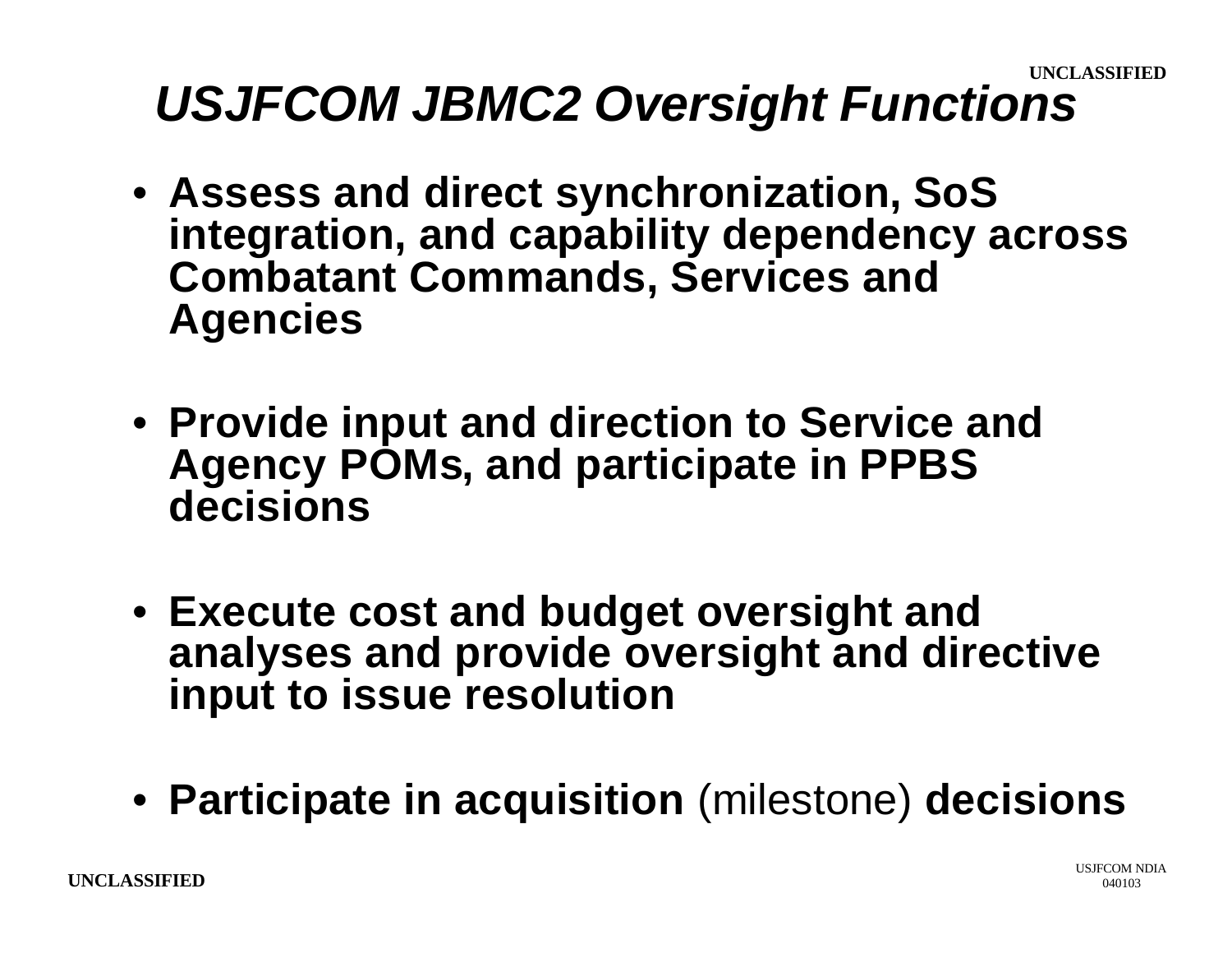# *USJFCOM JBMC2 Oversight Functions*

- **Assess and direct synchronization, SoS integration, and capability dependency across Combatant Commands, Services and Agencies**
- **Provide input and direction to Service and Agency POMs, and participate in PPBS decisions**
- **Execute cost and budget oversight and analyses and provide oversight and directive input to issue resolution**
- **Participate in acquisition** (milestone) **decisions**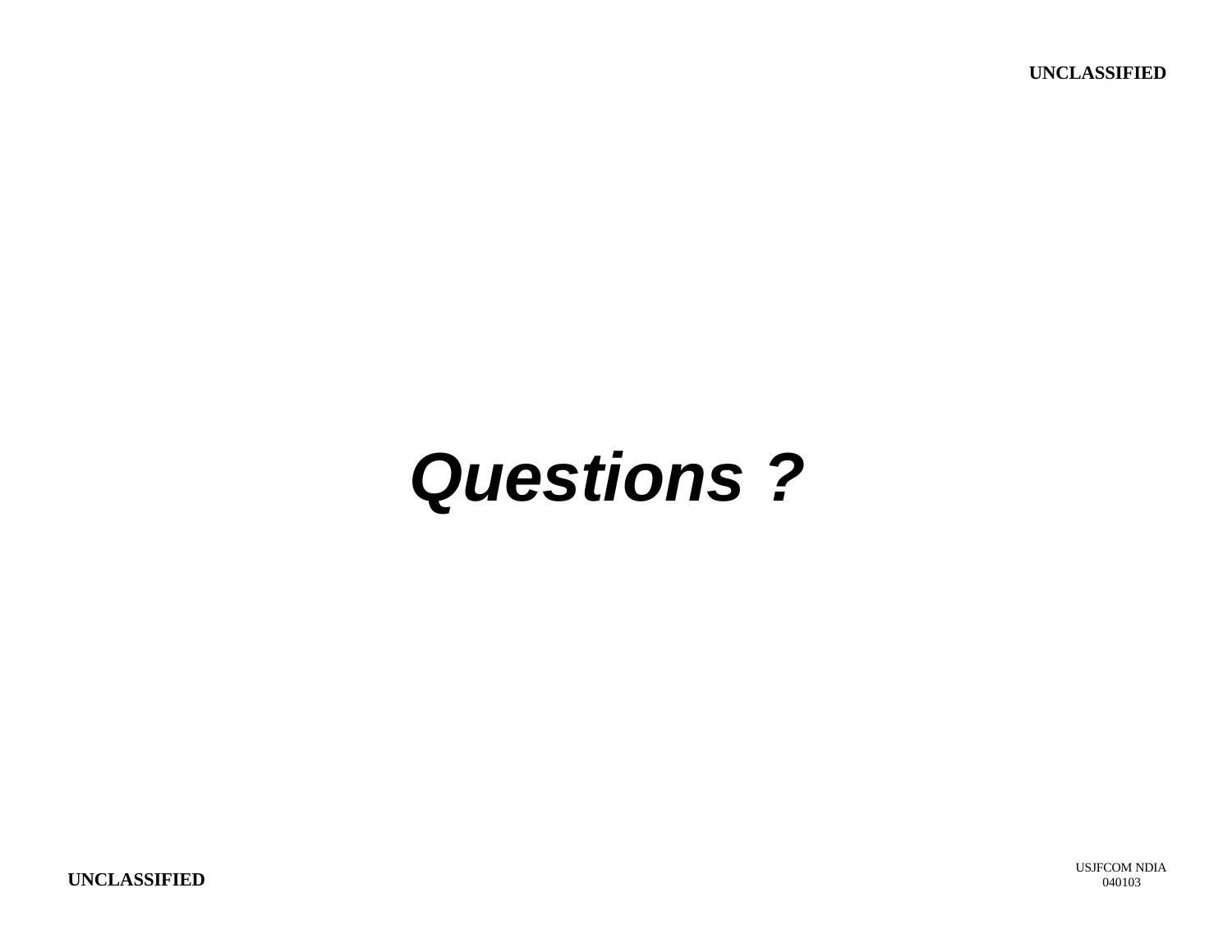# *Questions ?*